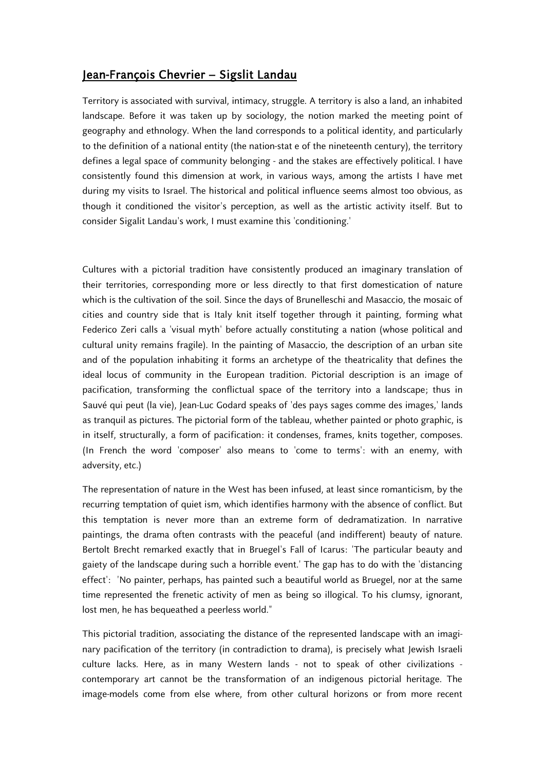# Jean-François Chevrier – Sigslit Landau

Territory is associated with survival, intimacy, struggle. A territory is also a land, an inhabited landscape. Before it was taken up by sociology, the notion marked the meeting point of geography and ethnology. When the land corresponds to a political identity, and particularly to the definition of a national entity (the nation-stat e of the nineteenth century), the territory defines a legal space of community belonging - and the stakes are effectively political. I have consistently found this dimension at work, in various ways, among the artists I have met during my visits to Israel. The historical and political influence seems almost too obvious, as though it conditioned the visitor's perception, as well as the artistic activity itself. But to consider Sigalit Landau's work, I must examine this 'conditioning.'

Cultures with a pictorial tradition have consistently produced an imaginary translation of their territories, corresponding more or less directly to that first domestication of nature which is the cultivation of the soil. Since the days of Brunelleschi and Masaccio, the mosaic of cities and country side that is Italy knit itself together through it painting, forming what Federico Zeri calls a 'visual myth' before actually constituting a nation (whose political and cultural unity remains fragile). In the painting of Masaccio, the description of an urban site and of the population inhabiting it forms an archetype of the theatricality that defines the ideal locus of community in the European tradition. Pictorial description is an image of pacification, transforming the conflictual space of the territory into a landscape; thus in Sauvé qui peut (la vie), Jean-Luc Godard speaks of 'des pays sages comme des images,' lands as tranquil as pictures. The pictorial form of the tableau, whether painted or photo graphic, is in itself, structurally, a form of pacification: it condenses, frames, knits together, composes. (In French the word 'composer' also means to 'come to terms': with an enemy, with adversity, etc.)

The representation of nature in the West has been infused, at least since romanticism, by the recurring temptation of quiet ism, which identifies harmony with the absence of conflict. But this temptation is never more than an extreme form of dedramatization. In narrative paintings, the drama often contrasts with the peaceful (and indifferent) beauty of nature. Bertolt Brecht remarked exactly that in Bruegel's Fall of Icarus: 'The particular beauty and gaiety of the landscape during such a horrible event.' The gap has to do with the 'distancing effect': 'No painter, perhaps, has painted such a beautiful world as Bruegel, nor at the same time represented the frenetic activity of men as being so illogical. To his clumsy, ignorant, lost men, he has bequeathed a peerless world."

This pictorial tradition, associating the distance of the represented landscape with an imaginary pacification of the territory (in contradiction to drama), is precisely what Jewish Israeli culture lacks. Here, as in many Western lands - not to speak of other civilizations - contemporary art cannot be the transformation of an indigenous pictorial heritage. The image-models come from else where, from other cultural horizons or from more recent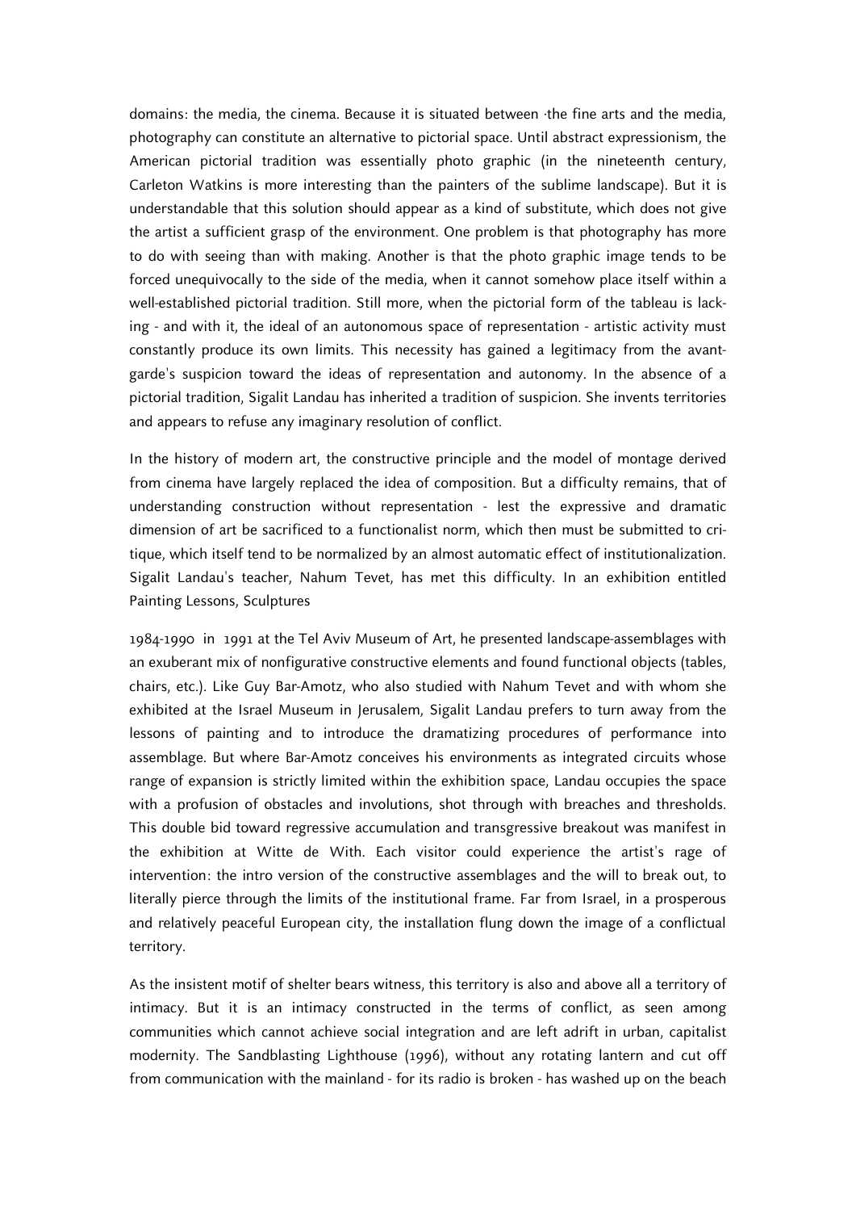domains: the media, the cinema. Because it is situated between ·the fine arts and the media, photography can constitute an alternative to pictorial space. Until abstract expressionism, the American pictorial tradition was essentially photo graphic (in the nineteenth century, Carleton Watkins is more interesting than the painters of the sublime landscape). But it is understandable that this solution should appear as a kind of substitute, which does not give the artist a sufficient grasp of the environment. One problem is that photography has more to do with seeing than with making. Another is that the photo graphic image tends to be forced unequivocally to the side of the media, when it cannot somehow place itself within a well-established pictorial tradition. Still more, when the pictorial form of the tableau is lacking - and with it, the ideal of an autonomous space of representation - artistic activity must constantly produce its own limits. This necessity has gained a legitimacy from the avant-garde's suspicion toward the ideas of representation and autonomy. In the absence of a pictorial tradition, Sigalit Landau has inherited a tradition of suspicion. She invents territories and appears to refuse any imaginary resolution of conflict.

In the history of modern art, the constructive principle and the model of montage derived from cinema have largely replaced the idea of composition. But a difficulty remains, that of understanding construction without representation - lest the expressive and dramatic dimension of art be sacrificed to a functionalist norm, which then must be submitted to critique, which itself tend to be normalized by an almost automatic effect of institutionalization. Sigalit Landau's teacher, Nahum Tevet, has met this difficulty. In an exhibition entitled Painting Lessons, Sculptures

1984-1990 in 1991 at the Tel Aviv Museum of Art, he presented landscape-assemblages with an exuberant mix of nonfigurative constructive elements and found functional objects (tables, chairs, etc.). Like Guy Bar-Amotz, who also studied with Nahum Tevet and with whom she exhibited at the Israel Museum in Jerusalem, Sigalit Landau prefers to turn away from the lessons of painting and to introduce the dramatizing procedures of performance into assemblage. But where Bar-Amotz conceives his environments as integrated circuits whose range of expansion is strictly limited within the exhibition space, Landau occupies the space with a profusion of obstacles and involutions, shot through with breaches and thresholds. This double bid toward regressive accumulation and transgressive breakout was manifest in the exhibition at Witte de With. Each visitor could experience the artist's rage of intervention: the intro version of the constructive assemblages and the will to break out, to literally pierce through the limits of the institutional frame. Far from Israel, in a prosperous and relatively peaceful European city, the installation flung down the image of a conflictual territory.

As the insistent motif of shelter bears witness, this territory is also and above all a territory of intimacy. But it is an intimacy constructed in the terms of conflict, as seen among communities which cannot achieve social integration and are left adrift in urban, capitalist modernity. The Sandblasting Lighthouse (1996), without any rotating lantern and cut off from communication with the mainland - for its radio is broken - has washed up on the beach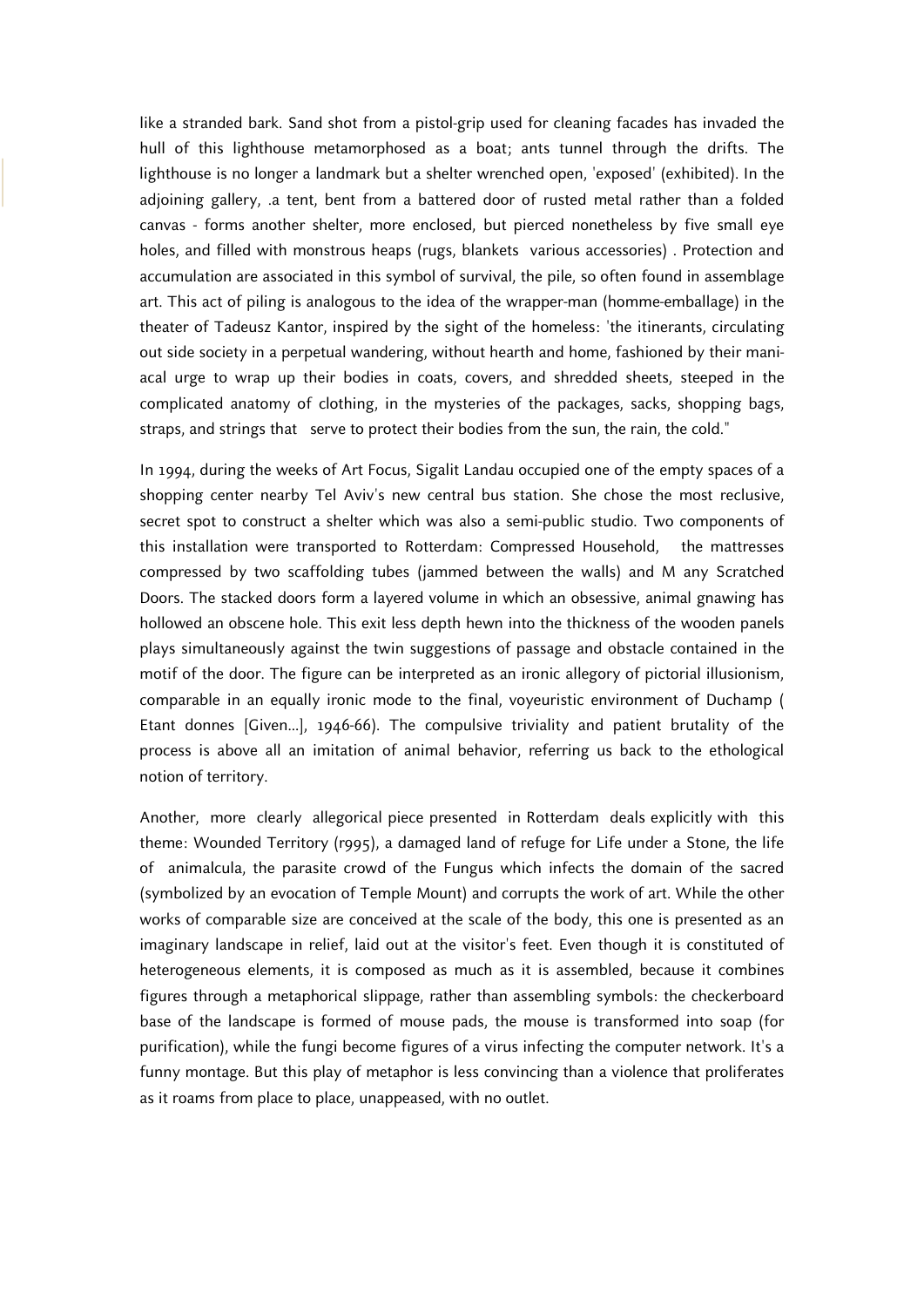like a stranded bark. Sand shot from a pistol-grip used for cleaning facades has invaded the hull of this lighthouse metamorphosed as a boat; ants tunnel through the drifts. The lighthouse is no longer a landmark but a shelter wrenched open, 'exposed' (exhibited). In the adjoining gallery, .a tent, bent from a battered door of rusted metal rather than a folded canvas - forms another shelter, more enclosed, but pierced nonetheless by five small eye holes, and filled with monstrous heaps (rugs, blankets various accessories) . Protection and accumulation are associated in this symbol of survival, the pile, so often found in assemblage art. This act of piling is analogous to the idea of the wrapper-man (homme-emballage) in the theater of Tadeusz Kantor, inspired by the sight of the homeless: 'the itinerants, circulating out side society in a perpetual wandering, without hearth and home, fashioned by their mani-acal urge to wrap up their bodies in coats, covers, and shredded sheets, steeped in the complicated anatomy of clothing, in the mysteries of the packages, sacks, shopping bags, straps, and strings that serve to protect their bodies from the sun, the rain, the cold."

In 1994, during the weeks of Art Focus, Sigalit Landau occupied one of the empty spaces of a shopping center nearby Tel Aviv's new central bus station. She chose the most reclusive, secret spot to construct a shelter which was also a semi-public studio. Two components of this installation were transported to Rotterdam: Compressed Household, the mattresses compressed by two scaffolding tubes (jammed between the walls) and M any Scratched Doors. The stacked doors form a layered volume in which an obsessive, animal gnawing has hollowed an obscene hole. This exit less depth hewn into the thickness of the wooden panels plays simultaneously against the twin suggestions of passage and obstacle contained in the motif of the door. The figure can be interpreted as an ironic allegory of pictorial illusionism, comparable in an equally ironic mode to the final, voyeuristic environment of Duchamp ( Etant donnes [Given...], 1946-66). The compulsive triviality and patient brutality of the process is above all an imitation of animal behavior, referring us back to the ethological notion of territory.

Another, more clearly allegorical piece presented in Rotterdam deals explicitly with this theme: Wounded Territory (r995), a damaged land of refuge for Life under a Stone, the life of animalcula, the parasite crowd of the Fungus which infects the domain of the sacred (symbolized by an evocation of Temple Mount) and corrupts the work of art. While the other works of comparable size are conceived at the scale of the body, this one is presented as an imaginary landscape in relief, laid out at the visitor's feet. Even though it is constituted of heterogeneous elements, it is composed as much as it is assembled, because it combines figures through a metaphorical slippage, rather than assembling symbols: the checkerboard base of the landscape is formed of mouse pads, the mouse is transformed into soap (for purification), while the fungi become figures of a virus infecting the computer network. It's a funny montage. But this play of metaphor is less convincing than a violence that proliferates as it roams from place to place, unappeased, with no outlet.